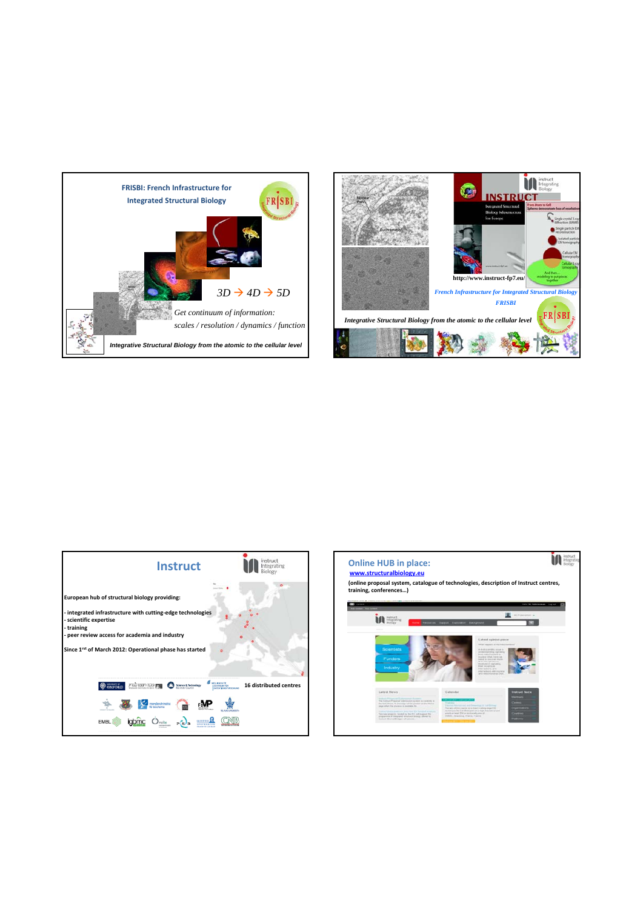## FRISBI: French Infrastructure for Integrated Structural Biology

*3D → 4D → 5D*

*Get continuum of information:*
*scales / resolution / dynamics / function*

***Integrative Structural Biology from the atomic to the cellular level***

---

http://www.instruct-fp7.eu/

*French Infrastructure for Integrated Structural Biology*
*FRISBI*

*Integrative Structural Biology from the atomic to the cellular level*

---

## Instruct

**European hub of structural biology providing:**

**- integrated infrastructure with cutting-edge technologies**
**- scientific expertise**
**- training**
**- peer review access for academia and industry**

**Since 1[st] of March 2012: Operational phase has started**

**16 distributed centres**

---

## Online HUB in place:

**www.structuralbiology.eu**

**(online proposal system, catalogue of technologies, description of Instruct centres, training, conferences…)**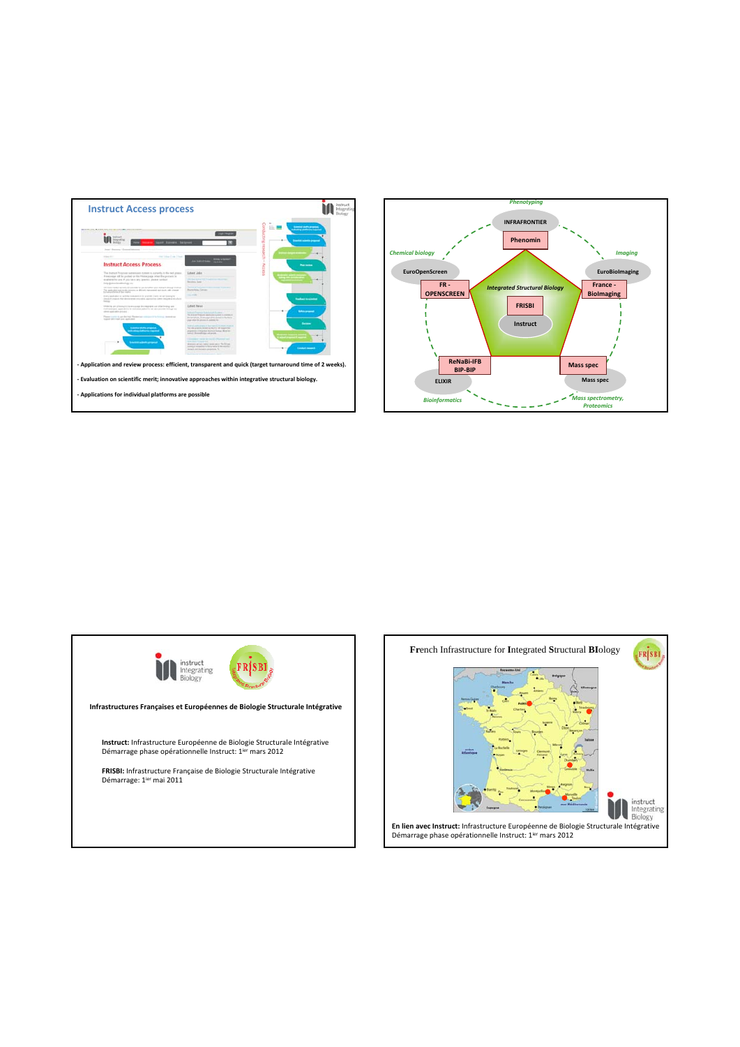## Instruct Access process

- Application and review process: efficient, transparent and quick (target turnaround time of 2 weeks).

- Evaluation on scientific merit; innovative approaches within integrative structural biology.

- Applications for individual platforms are possible

*Phenotyping*

INFRAFRONTIER

Phenomin

*Chemical biology*

EuroOpenScreen

FR - OPENSCREEN

*Integrated Structural Biology*

FRISBI

Instruct

*Imaging*

EuroBioImaging

France - BioImaging

ReNaBi-IFB BIP-BIP

ELIXIR

*Bioinformatics*

Mass spec

Mass spec

*Mass spectrometry, Proteomics*

**Infrastructures Françaises et Européennes de Biologie Structurale Intégrative**

**Instruct:** Infrastructure Européenne de Biologie Structurale Intégrative
Démarrage phase opérationnelle Instruct: 1ier mars 2012

**FRISBI:** Infrastructure Française de Biologie Structurale Intégrative
Démarrage: 1ier mai 2011

## **F**rench **I**nfrastructure for **I**ntegrated **S**tructural **BI**ology

**En lien avec Instruct:** Infrastructure Européenne de Biologie Structurale Intégrative
Démarrage phase opérationnelle Instruct: 1ier mars 2012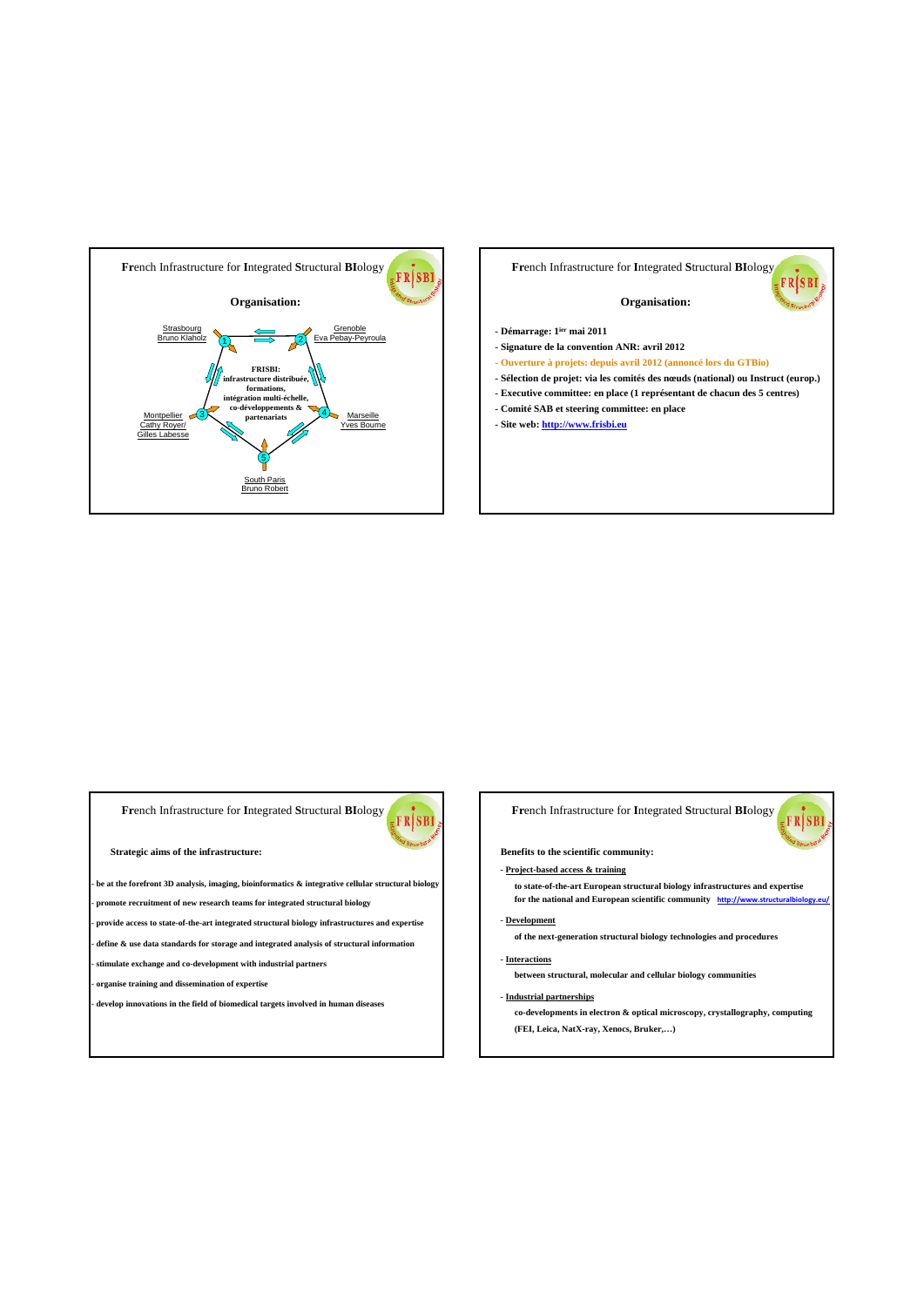## French Infrastructure for Integrated Structural BIology

### Organisation:

Strasbourg
Bruno Klaholz

Grenoble
Eva Pebay-Peyroula

Montpellier
Cathy Royer/
Gilles Labesse

Marseille
Yves Bourne

South Paris
Bruno Robert

**FRISBI: infrastructure distribuée, formations, intégration multi-échelle, co-développements & partenariats**

## French Infrastructure for Integrated Structural BIology

### Organisation:

- **Démarrage: 1[ier] mai 2011**
- **Signature de la convention ANR: avril 2012**
- **Ouverture à projets: depuis avril 2012 (annoncé lors du GTBio)**
- **Sélection de projet: via les comités des nœuds (national) ou Instruct (europ.)**
- **Executive committee: en place (1 représentant de chacun des 5 centres)**
- **Comité SAB et steering committee: en place**
- **Site web: http://www.frisbi.eu**

## French Infrastructure for Integrated Structural BIology

### Strategic aims of the infrastructure:

- **be at the forefront 3D analysis, imaging, bioinformatics & integrative cellular structural biology**
- **promote recruitment of new research teams for integrated structural biology**
- **provide access to state-of-the-art integrated structural biology infrastructures and expertise**
- **define & use data standards for storage and integrated analysis of structural information**
- **stimulate exchange and co-development with industrial partners**
- **organise training and dissemination of expertise**
- **develop innovations in the field of biomedical targets involved in human diseases**

## French Infrastructure for Integrated Structural BIology

### Benefits to the scientific community:

- **Project-based access & training**

  **to state-of-the-art European structural biology infrastructures and expertise for the national and European scientific community** http://www.structuralbiology.eu/

- **Development**

  **of the next-generation structural biology technologies and procedures**

- **Interactions**

  **between structural, molecular and cellular biology communities**

- **Industrial partnerships**

  **co-developments in electron & optical microscopy, crystallography, computing (FEI, Leica, NatX-ray, Xenocs, Bruker,…)**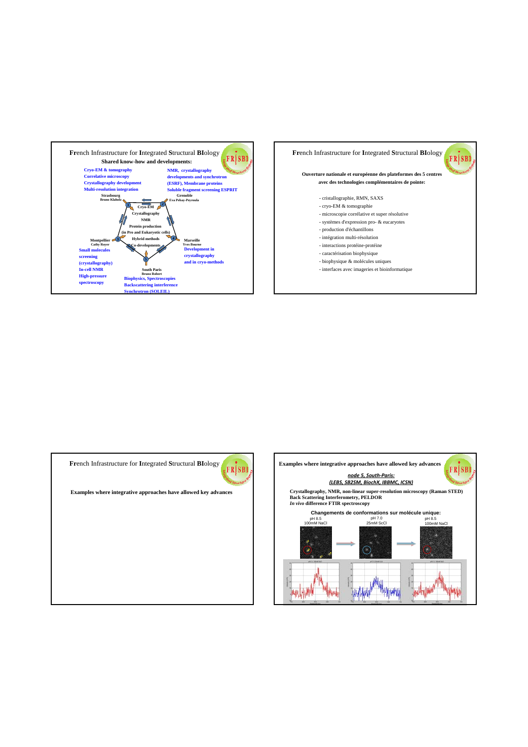## French Infrastructure for Integrated Structural BIology

**Shared know-how and developments:**

**Strasbourg** – Bruno Klaholz
- Cryo-EM & tomography
- Correlative microscopy
- Crystallography development
- Multi-resolution integration

**Grenoble** – Eva Pebay-Peyroula
- NMR, crystallography developments and synchrotron (ESRF), Membrane proteins
- Soluble fragment screening ESPRIT

**Montpellier** – Cathy Royer
- Small molecules screening (crystallography)
- In-cell NMR
- High-pressure spectroscopy

**Marseille** – Yves Bourne
- Development in crystallography and in cryo-methods

**South Paris** – Bruno Robert
- Biophysics, Spectroscopies
- Backscattering interference
- Synchrotron (SOLEIL)

Cryo-EM
Crystallography
NMR
Protein production
(in Pro and Eukaryotic cells)
Hybrid methods
Co-developments

---

## French Infrastructure for Integrated Structural BIology

**Ouverture nationale et européenne des plateformes des 5 centres avec des technologies complémentaires de pointe:**

- cristallographie, RMN, SAXS
- cryo-EM & tomographie
- microscopie corrélative et super résolutive
- systèmes d'expression pro- & eucaryotes
- production d'échantillons
- intégration multi-résolution
- interactions protéine-protéine
- caractérisation biophysique
- biophysique & molécules uniques
- interfaces avec imageries et bioinformatique

---

## French Infrastructure for Integrated Structural BIology

**Examples where integrative approaches have allowed key advances**

---

## Examples where integrative approaches have allowed key advances

***node 5, South-Paris:***
***(LEBS, SB2SM, BiochX, IBBMC, ICSN)***

**Crystallography, NMR, non-linear super-resolution microscopy (Raman STED)**
**Back Scattering Interferometry, PELDOR**
***In vivo* difference FTIR spectroscopy**

**Changements de conformations sur molécule unique:**

pH 8.5 100mM NaCl → pH 7.0 25mM ScCl → pH 8.5 100mM NaCl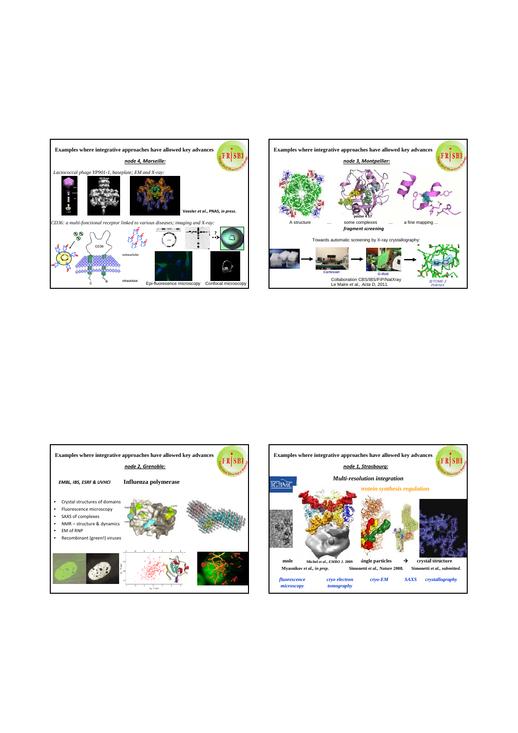## Examples where integrative approaches have allowed key advances

***node 4, Marseille:***

*Lactococcal phage YP901-1, baseplate; EM and X-ray:*

**Veesler *et al.*, PNAS, *in press.***

*CD36: a multi-fonctional receptor linked to various diseases; imaging and X-ray:*

CD36

extracellular

intracellular

Epi-fluoresence microscopy    Confocal microscopy

## Examples where integrative approaches have allowed key advances

***node 3, Montpellier:***

A structure … some complexes … a fine mapping …

poster # 57

***fragment screening***

Towards automatic screening by X-ray crystallography:

*Cartesian*    *G-Rob*    *@TOME-2 PHENIX*

Collaboration CBS/IBS/FIP/NatXray
Le Maire *et al., Acta D*, 2011.

## Examples where integrative approaches have allowed key advances

***node 2, Grenoble:***

***EMBL, IBS, ESRF & UVHCI***

**Influenza polymerase**

- Crystal structures of domains
- Fluorescence microscopy
- SAXS of complexes
- NMR – structure & dynamics
- EM of RNP
- Recombinant (green!) viruses

## Examples where integrative approaches have allowed key advances

***node 1, Strasbourg:***

***Multi-resolution integration***

*rotein synthesis regulation*

**mole**    **Michel *et al., EMBO J.* 2009**    **ingle particles → crystal structure**

**Myasnikov *et al., in prep.*    Simonetti *et al., Nature* 2008.    Simonetti *et al., submitted.***

***fluorescence microscopy***    ***cryo electron tomography***    ***cryo-EM***    ***SAXS***    ***crystallography***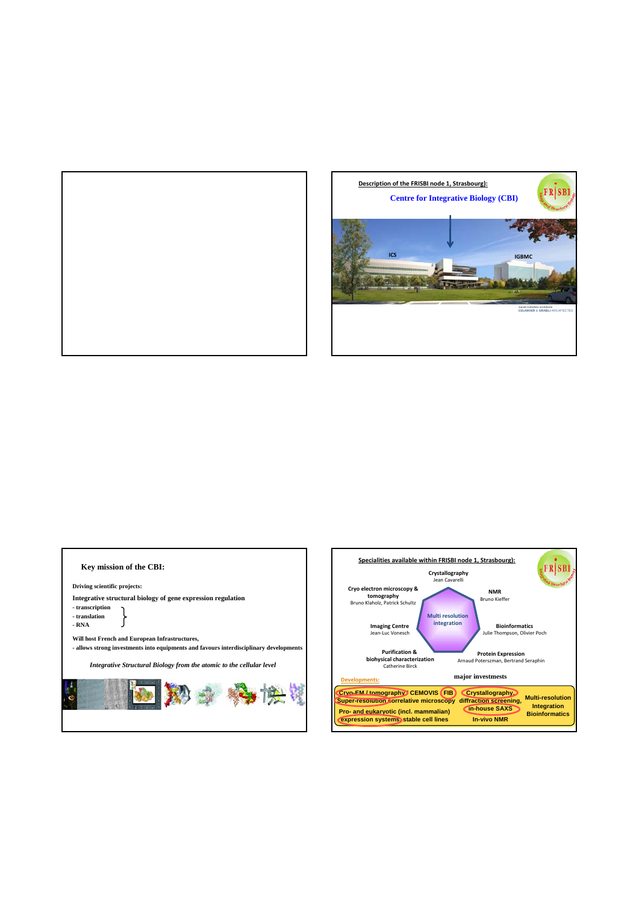Description of the FRISBI node 1, Strasbourg):

## Centre for Integrative Biology (CBI)

ICS

IGBMC

Jacob Celnikier architecte
CELNIKIER & GRABLI ARCHITECTES

## Key mission of the CBI:

**Driving scientific projects:**

**Integrative structural biology of gene expression regulation**

- **transcription**
- **translation**
- **RNA**

**Will host French and European Infrastructures,**

- **allows strong investments into equipments and favours interdisciplinary developments**

***Integrative Structural Biology from the atomic to the cellular level***

Specialities available within FRISBI node 1, Strasbourg):

**Crystallography**
Jean Cavarelli

**Cryo electron microscopy & tomography**
Bruno Klaholz, Patrick Schultz

**NMR**
Bruno Kieffer

**Multi resolution integration**

**Imaging Centre**
Jean-Luc Vonesch

**Bioinformatics**
Julie Thompson, Olivier Poch

**Purification & biophysical characterization**
Catherine Birck

**Protein Expression**
Arnaud Poterszman, Bertrand Seraphin

**major investments**

Developments:

**Cryo-EM / tomography, CEMOVIS, FIB**
**Super-resolution correlative microscopy**
**Pro- and eukaryotic (incl. mammalian) expression systems, stable cell lines**

**Crystallography, diffraction screening, in-house SAXS**
**In-vivo NMR**

**Multi-resolution Integration**
**Bioinformatics**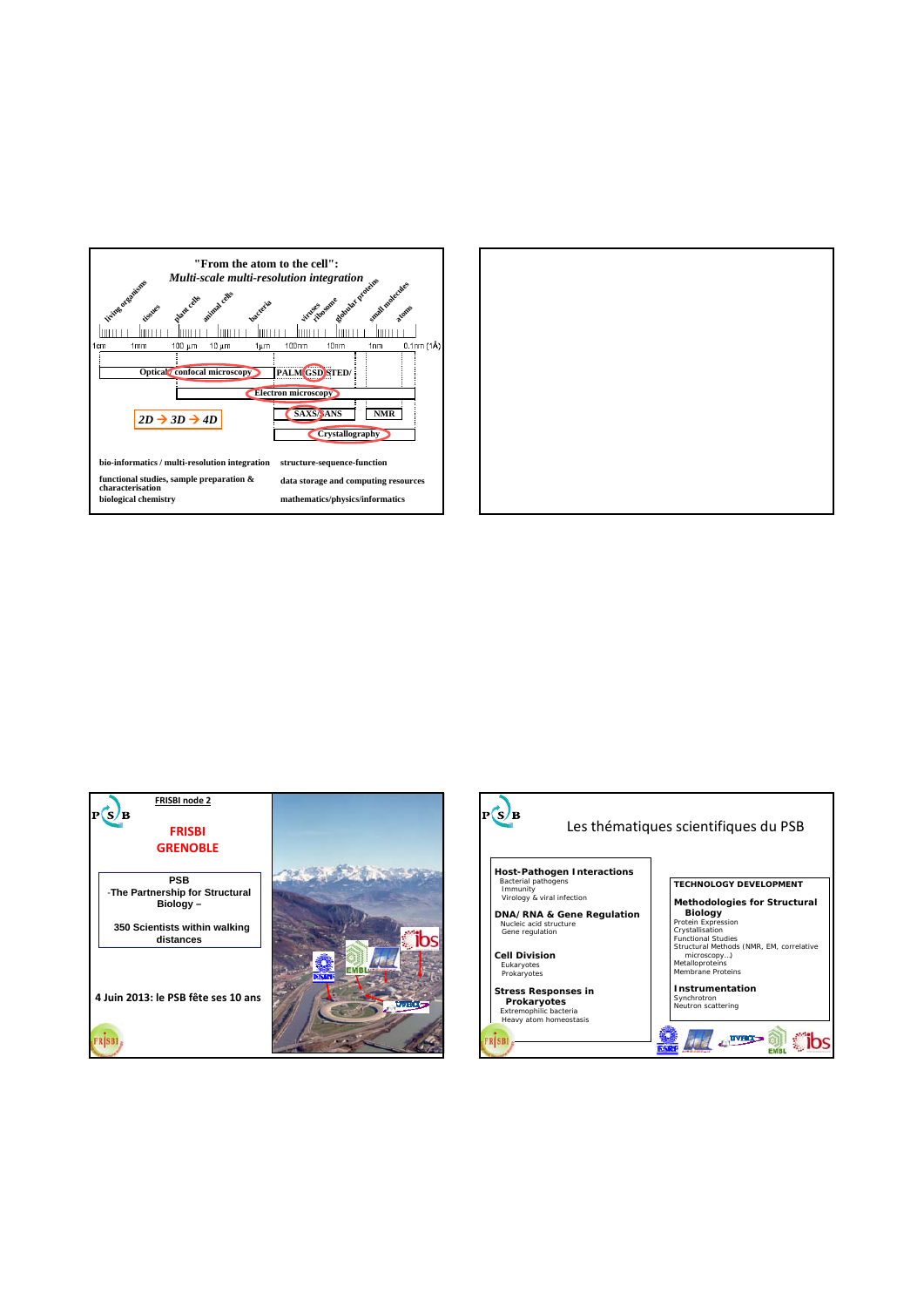## "From the atom to the cell":

### *Multi-scale multi-resolution integration*

living organisms, tissues, plant cells, animal cells, bacteria, viruses, ribosome, globular proteins, small molecules, atoms

1cm — 1mm — 100 µm — 10 µm — 1µm — 100nm — 10nm — 1nm — 0.1nm (1Å)

Optical / confocal microscopy — PALM / GSD / STED/

Electron microscopy

SAXS/SANS — NMR

Crystallography

*2D → 3D → 4D*

- bio-informatics / multi-resolution integration
- functional studies, sample preparation & characterisation
- biological chemistry
- structure-sequence-function
- data storage and computing resources
- mathematics/physics/informatics

---

**FRISBI node 2**

**FRISBI GRENOBLE**

**PSB**
**-The Partnership for Structural Biology –**

**350 Scientists within walking distances**

**4 Juin 2013: le PSB fête ses 10 ans**

---

## Les thématiques scientifiques du PSB

**Host-Pathogen Interactions**
- Bacterial pathogens
- Immunity
- Virology & viral infection

**DNA/RNA & Gene Regulation**
- Nucleic acid structure
- Gene regulation

**Cell Division**
- Eukaryotes
- Prokaryotes

**Stress Responses in Prokaryotes**
- Extremophilic bacteria
- Heavy atom homeostasis

**TECHNOLOGY DEVELOPMENT**

**Methodologies for Structural Biology**
- Protein Expression
- Crystallisation
- Functional Studies
- Structural Methods (NMR, EM, correlative microscopy…)
- Metalloproteins
- Membrane Proteins

**Instrumentation**
- Synchrotron
- Neutron scattering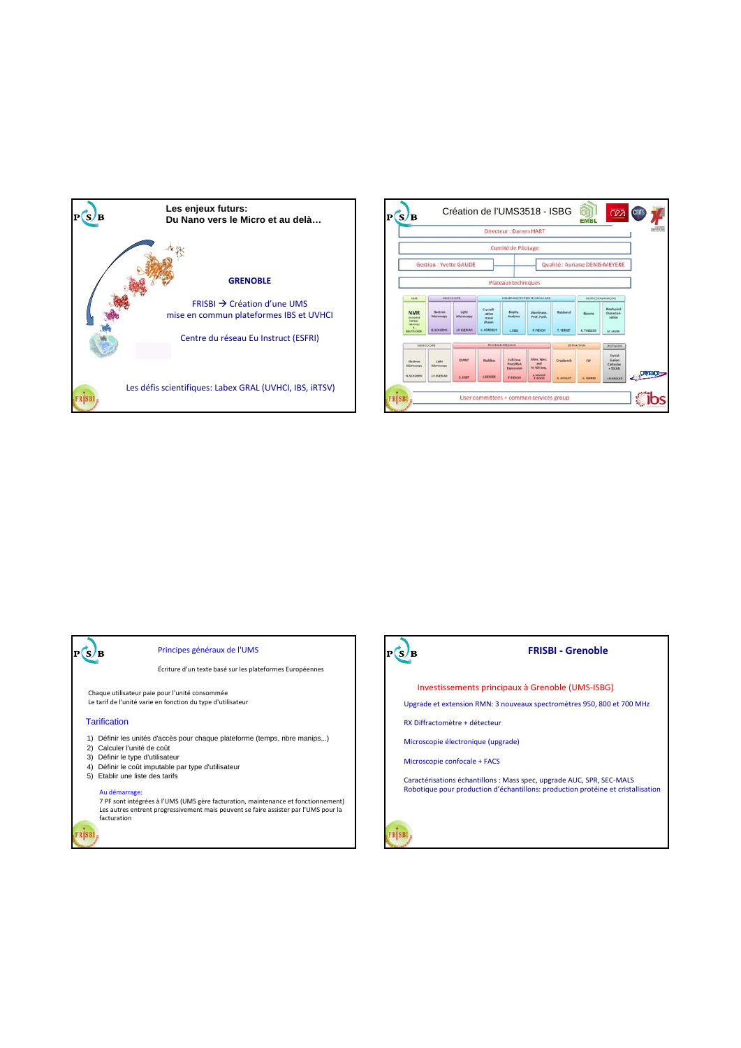## Les enjeux futurs:
## Du Nano vers le Micro et au delà…

**GRENOBLE**

FRISBI → Création d'une UMS
mise en commun plateformes IBS et UVHCI

Centre du réseau Eu Instruct (ESFRI)

Les défis scientifiques: Labex GRAL (UVHCI, IBS, iRTSV)

## Création de l'UMS3518 - ISBG

Directeur : Darren HART

Comité de Pilotage

Gestion : Yvette GAUDE

Qualité : Auriane DENIS-MEYERE

Plateaux techniques

| NMR | Electron Microscopy | Light Microscopy | Crystallisation mass phase | Biophy. Analyses | Membrane Prot. Purif. | Robiomol | Biacore | Biophysical characterisation |
|---|---|---|---|---|---|---|---|---|
| B. BRUTSCHER | G. SCHOEHN | J.F. KLEMAN | V. JORDELY | C. EBEL | F. FIESCHI | T. VERNET | E. THIELENS | M. JAMIN |

| Electron Microscopy | Light Microscopy | ESPRIT | Multibac | Cell-Free Prot/RNA Expression | Mass. Spec. and N-TER Seq. | Crystbench | FIP | Crystallisation Cartesian + TECAN |
|---|---|---|---|---|---|---|---|---|
| G. SCHOEHN | J.F. KLEMAN | D. HART | I. BERGER | F. FIESCHI | | A. DOBOT | J.L. FERRER | J. MARQUEZ |

User committees + common services group

## Principes généraux de l'UMS

Écriture d'un texte basé sur les plateformes Européennes

Chaque utilisateur paie pour l'unité consommée
Le tarif de l'unité varie en fonction du type d'utilisateur

### Tarification

1) Définir les unités d'accès pour chaque plateforme (temps, nbre manips,..)
2) Calculer l'unité de coût
3) Définir le type d'utilisateur
4) Définir le coût imputable par type d'utilisateur
5) Etablir une liste des tarifs

Au démarrage:
7 PF sont intégrées à l'UMS (UMS gère facturation, maintenance et fonctionnement)
Les autres entrent progressivement mais peuvent se faire assister par l'UMS pour la facturation

## FRISBI - Grenoble

Investissements principaux à Grenoble (UMS-ISBG)

Upgrade et extension RMN: 3 nouveaux spectromètres 950, 800 et 700 MHz

RX Diffractomètre + détecteur

Microscopie électronique (upgrade)

Microscopie confocale + FACS

Caractérisations échantillons : Mass spec, upgrade AUC, SPR, SEC-MALS
Robotique pour production d'échantillons: production protéine et cristallisation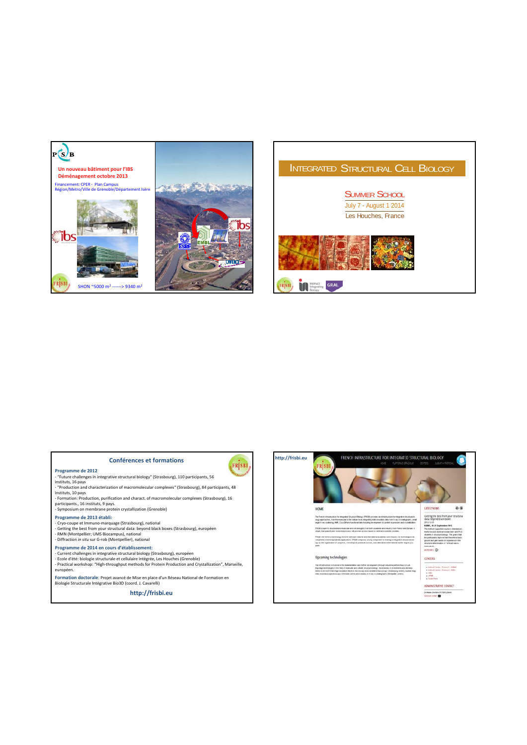Un nouveau bâtiment pour l'IBS
Déménagement octobre 2013

Financement: CPER - Plan Campus
Région/Metro/Ville de Grenoble/Département Isère

SHON ~5000 m² ------> 9340 m²

# INTEGRATED STRUCTURAL CELL BIOLOGY

## SUMMER SCHOOL

July 7 - August 1 2014

Les Houches, France

## Conférences et formations

**Programme de 2012**

- "Future challenges in integrative structural biology" (Strasbourg), 110 participants, 56 instituts, 16 pays
- "Production and characterization of macromolecular complexes" (Strasbourg), 84 participants, 48 instituts, 10 pays
- Formation: Production, purification and charact. of macromolecular complexes (Strasbourg), 16 participants., 16 instituts, 9 pays.
- Symposium on membrane protein crystallization (Grenoble)

**Programme de 2013 établi:**

- Cryo-coupe et Immuno-marquage (Strasbourg), national
- Getting the best from your structural data: beyond black boxes (Strasbourg), européen
- RMN (Montpellier; UMS Biocampus), national
- Diffraction *in situ* sur G-rob (Montpellier), national

**Programme de 2014 en cours d'établissement:**

- Current challenges in integrative structural biology (Strasbourg), européen
- Ecole d'été: biologie structurale et cellulaire intégrée, Les Houches (Grenoble)
- Practical workshop: "High-throughput methods for Protein Production and Crystallization", Marseille, européen.

**Formation doctorale**: Projet avancé de Mise en place d'un Réseau National de Formation en Biologie Structurale Intégrative Bio3D (coord. J. Cavarelli)

**http://frisbi.eu**

http://frisbi.eu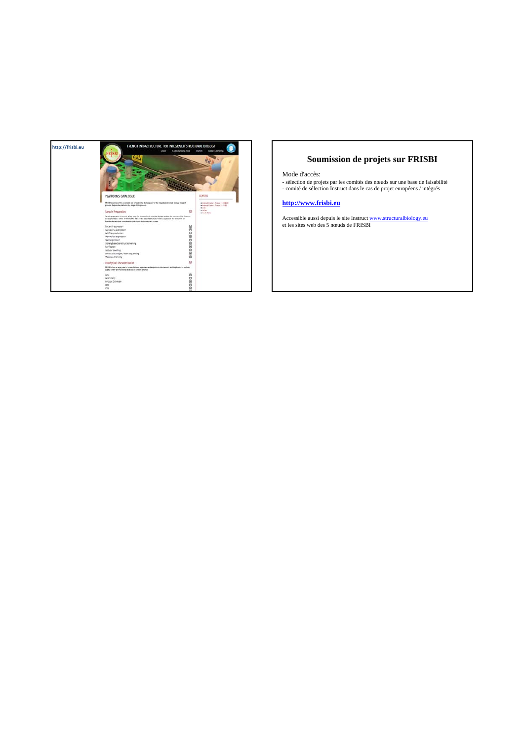http://frisbi.eu

FRENCH INFRASTRUCTURE FOR INTEGRATED STRUCTURAL BIOLOGY

PLATFORMS CATALOGUE

Sample Preparation

Bacterial expression
Baculovirus expression
Cell free production
Mammalian expression
Yeast expression
Library based construct screening
Purification
Isotopic labelling
Amino acid analysis / Edman sequencing
Mass spectrometry

Biophysical characterisation

AUC
Calorimetry
Circular Dichroism
DLS
ITC

## Soumission de projets sur FRISBI

Mode d'accès:

- sélection de projets par les comités des nœuds sur une base de faisabilité
- comité de sélection Instruct dans le cas de projet européens / intégrés

**http://www.frisbi.eu**

Accessible aussi depuis le site Instruct www.structuralbiology.eu
et les sites web des 5 nœuds de FRISBI